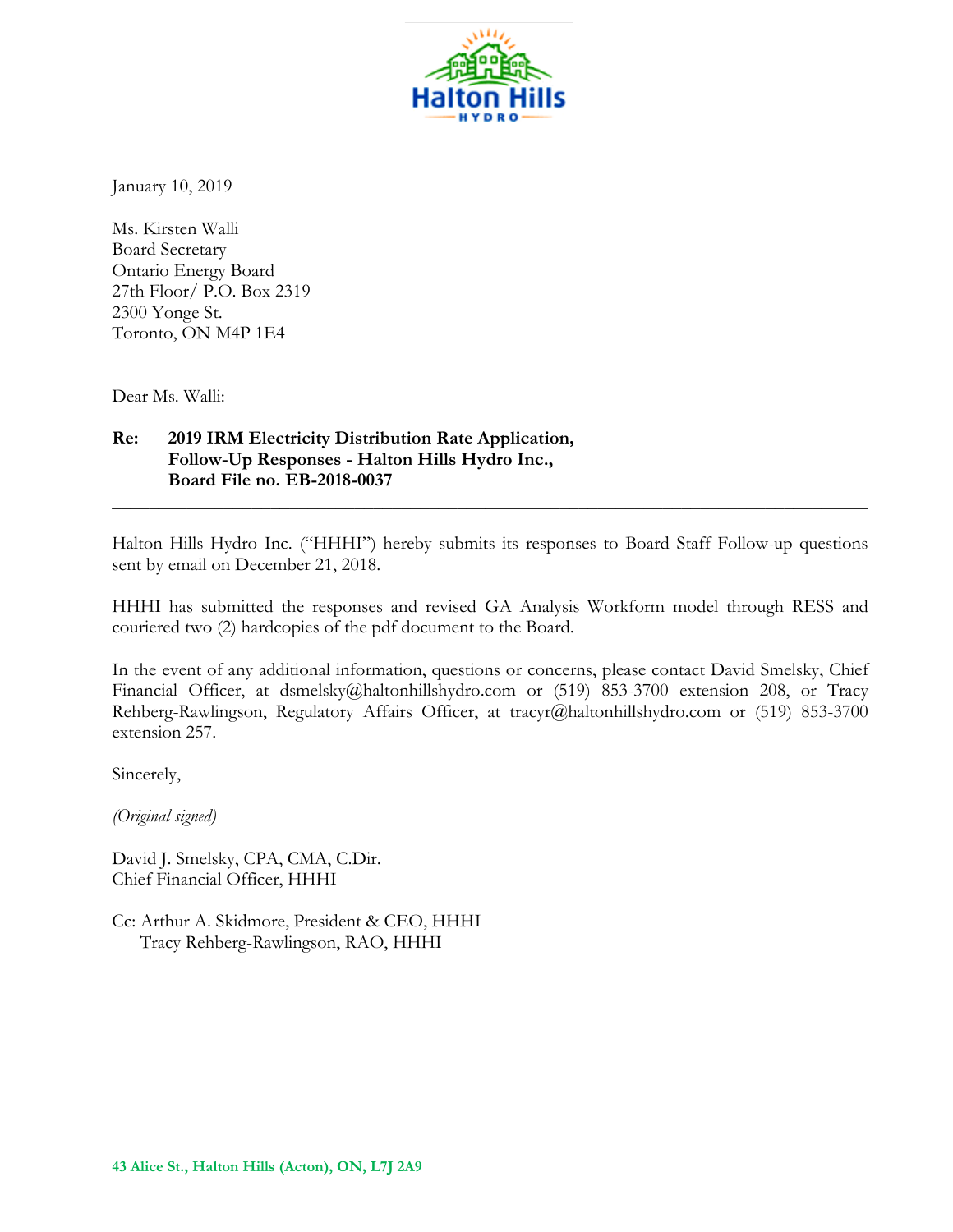January 10, 2019

Ms. Kirsten Walli
Board Secretary
Ontario Energy Board
27th Floor/ P.O. Box 2319
2300 Yonge St.
Toronto, ON M4P 1E4

Dear Ms. Walli:

**Re: 2019 IRM Electricity Distribution Rate Application, Follow-Up Responses - Halton Hills Hydro Inc., Board File no. EB-2018-0037**

---

Halton Hills Hydro Inc. ("HHHI") hereby submits its responses to Board Staff Follow-up questions sent by email on December 21, 2018.

HHHI has submitted the responses and revised GA Analysis Workform model through RESS and couriered two (2) hardcopies of the pdf document to the Board.

In the event of any additional information, questions or concerns, please contact David Smelsky, Chief Financial Officer, at dsmelsky@haltonhillshydro.com or (519) 853-3700 extension 208, or Tracy Rehberg-Rawlingson, Regulatory Affairs Officer, at tracyr@haltonhillshydro.com or (519) 853-3700 extension 257.

Sincerely,

*(Original signed)*

David J. Smelsky, CPA, CMA, C.Dir.
Chief Financial Officer, HHHI

Cc: Arthur A. Skidmore, President & CEO, HHHI
Tracy Rehberg-Rawlingson, RAO, HHHI

**43 Alice St., Halton Hills (Acton), ON, L7J 2A9**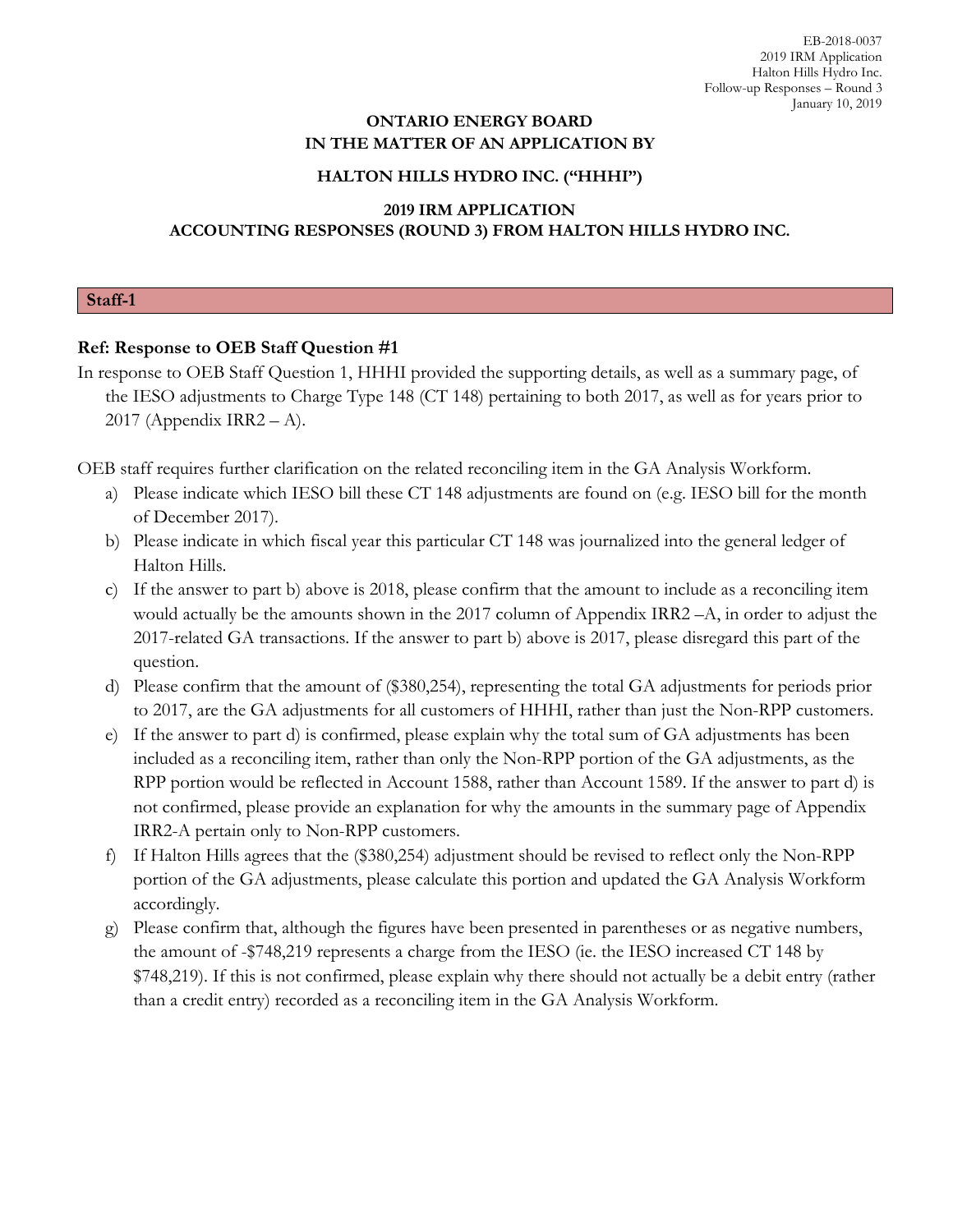EB-2018-0037
2019 IRM Application
Halton Hills Hydro Inc.
Follow-up Responses – Round 3
January 10, 2019

**ONTARIO ENERGY BOARD**
**IN THE MATTER OF AN APPLICATION BY**

**HALTON HILLS HYDRO INC. ("HHHI")**

**2019 IRM APPLICATION**
**ACCOUNTING RESPONSES (ROUND 3) FROM HALTON HILLS HYDRO INC.**

## Staff-1

**Ref: Response to OEB Staff Question #1**

In response to OEB Staff Question 1, HHHI provided the supporting details, as well as a summary page, of the IESO adjustments to Charge Type 148 (CT 148) pertaining to both 2017, as well as for years prior to 2017 (Appendix IRR2 – A).

OEB staff requires further clarification on the related reconciling item in the GA Analysis Workform.

a) Please indicate which IESO bill these CT 148 adjustments are found on (e.g. IESO bill for the month of December 2017).

b) Please indicate in which fiscal year this particular CT 148 was journalized into the general ledger of Halton Hills.

c) If the answer to part b) above is 2018, please confirm that the amount to include as a reconciling item would actually be the amounts shown in the 2017 column of Appendix IRR2 –A, in order to adjust the 2017-related GA transactions. If the answer to part b) above is 2017, please disregard this part of the question.

d) Please confirm that the amount of ($380,254), representing the total GA adjustments for periods prior to 2017, are the GA adjustments for all customers of HHHI, rather than just the Non-RPP customers.

e) If the answer to part d) is confirmed, please explain why the total sum of GA adjustments has been included as a reconciling item, rather than only the Non-RPP portion of the GA adjustments, as the RPP portion would be reflected in Account 1588, rather than Account 1589. If the answer to part d) is not confirmed, please provide an explanation for why the amounts in the summary page of Appendix IRR2-A pertain only to Non-RPP customers.

f) If Halton Hills agrees that the ($380,254) adjustment should be revised to reflect only the Non-RPP portion of the GA adjustments, please calculate this portion and updated the GA Analysis Workform accordingly.

g) Please confirm that, although the figures have been presented in parentheses or as negative numbers, the amount of -$748,219 represents a charge from the IESO (ie. the IESO increased CT 148 by $748,219). If this is not confirmed, please explain why there should not actually be a debit entry (rather than a credit entry) recorded as a reconciling item in the GA Analysis Workform.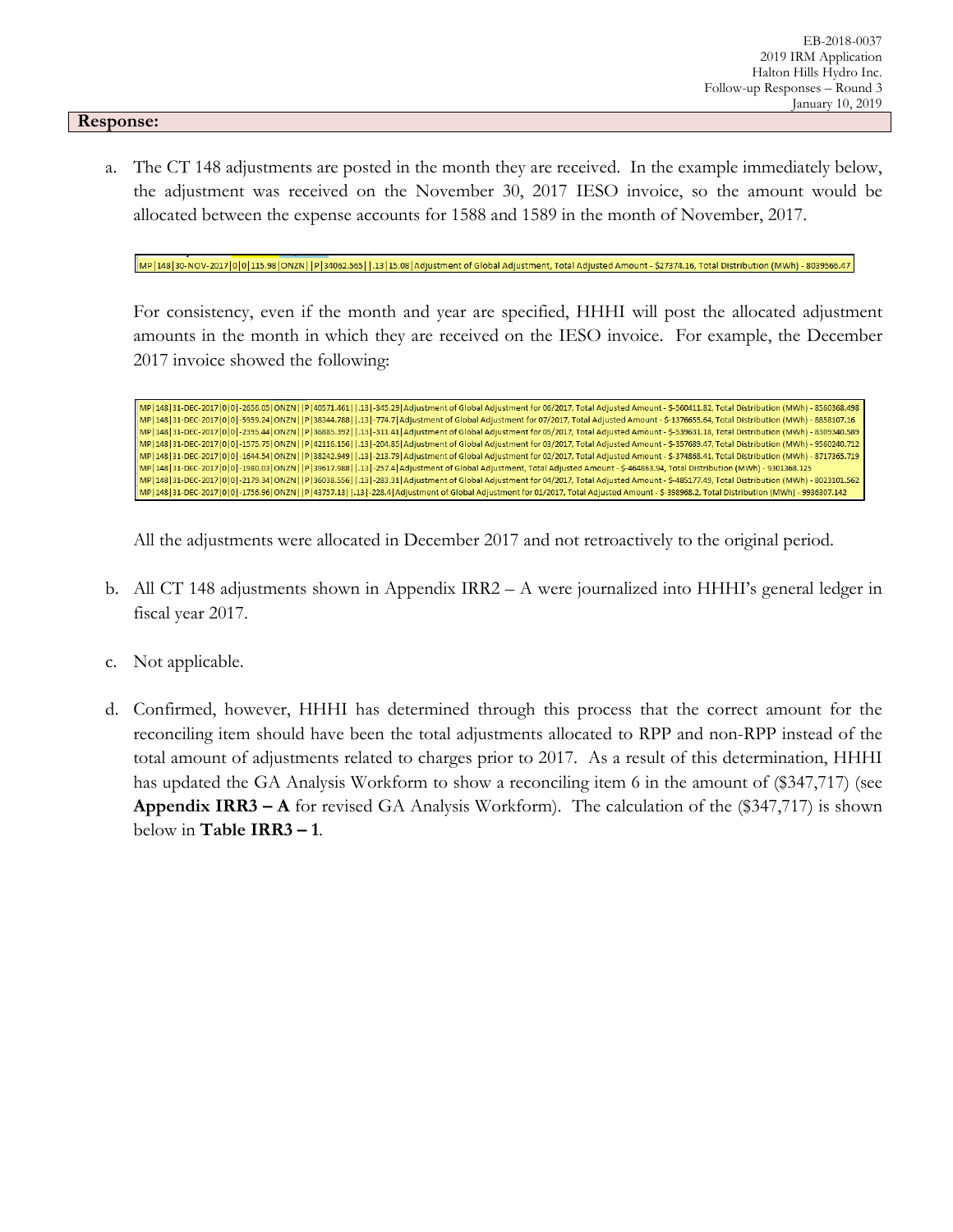**Response:**

a. The CT 148 adjustments are posted in the month they are received. In the example immediately below, the adjustment was received on the November 30, 2017 IESO invoice, so the amount would be allocated between the expense accounts for 1588 and 1589 in the month of November, 2017.

```
MP|148|30-NOV-2017|0|0|115.98|ONZN||P|34062.565||.13|15.08|Adjustment of Global Adjustment, Total Adjusted Amount - $27374.16, Total Distribution (MWh) - 8039566.47
```

For consistency, even if the month and year are specified, HHHI will post the allocated adjustment amounts in the month in which they are received on the IESO invoice. For example, the December 2017 invoice showed the following:

```
MP|148|31-DEC-2017|0|0|-2656.05|ONZN||P|40571.461||.13|-345.29|Adjustment of Global Adjustment for 06/2017, Total Adjusted Amount - $-560411.82, Total Distribution (MWh) - 8560368.498
MP|148|31-DEC-2017|0|0|-5959.24|ONZN||P|38344.788||.13|-774.7|Adjustment of Global Adjustment for 07/2017, Total Adjusted Amount - $-1376655.64, Total Distribution (MWh) - 8858107.16
MP|148|31-DEC-2017|0|0|-2395.44|ONZN||P|36885.392||.13|-311.41|Adjustment of Global Adjustment for 05/2017, Total Adjusted Amount - $-539631.18, Total Distribution (MWh) - 8309340.589
MP|148|31-DEC-2017|0|0|-1575.75|ONZN||P|42116.156||.13|-204.85|Adjustment of Global Adjustment for 03/2017, Total Adjusted Amount - $-357689.47, Total Distribution (MWh) - 9560240.712
MP|148|31-DEC-2017|0|0|-1644.54|ONZN||P|38242.949||.13|-213.79|Adjustment of Global Adjustment for 02/2017, Total Adjusted Amount - $-374868.41, Total Distribution (MWh) - 8717365.719
MP|148|31-DEC-2017|0|0|-1980.03|ONZN||P|39617.988||.13|-257.4|Adjustment of Global Adjustment, Total Adjusted Amount - $-464863.94, Total Distribution (MWh) - 9301368.125
MP|148|31-DEC-2017|0|0|-2179.34|ONZN||P|36038.556||.13|-283.31|Adjustment of Global Adjustment for 04/2017, Total Adjusted Amount - $-485177.49, Total Distribution (MWh) - 8023101.562
MP|148|31-DEC-2017|0|0|-1756.96|ONZN||P|43757.13||.13|-228.4|Adjustment of Global Adjustment for 01/2017, Total Adjusted Amount - $-398968.2, Total Distribution (MWh) - 9936307.142
```

All the adjustments were allocated in December 2017 and not retroactively to the original period.

b. All CT 148 adjustments shown in Appendix IRR2 – A were journalized into HHHI's general ledger in fiscal year 2017.

c. Not applicable.

d. Confirmed, however, HHHI has determined through this process that the correct amount for the reconciling item should have been the total adjustments allocated to RPP and non-RPP instead of the total amount of adjustments related to charges prior to 2017. As a result of this determination, HHHI has updated the GA Analysis Workform to show a reconciling item 6 in the amount of ($347,717) (see **Appendix IRR3 – A** for revised GA Analysis Workform). The calculation of the ($347,717) is shown below in **Table IRR3 – 1**.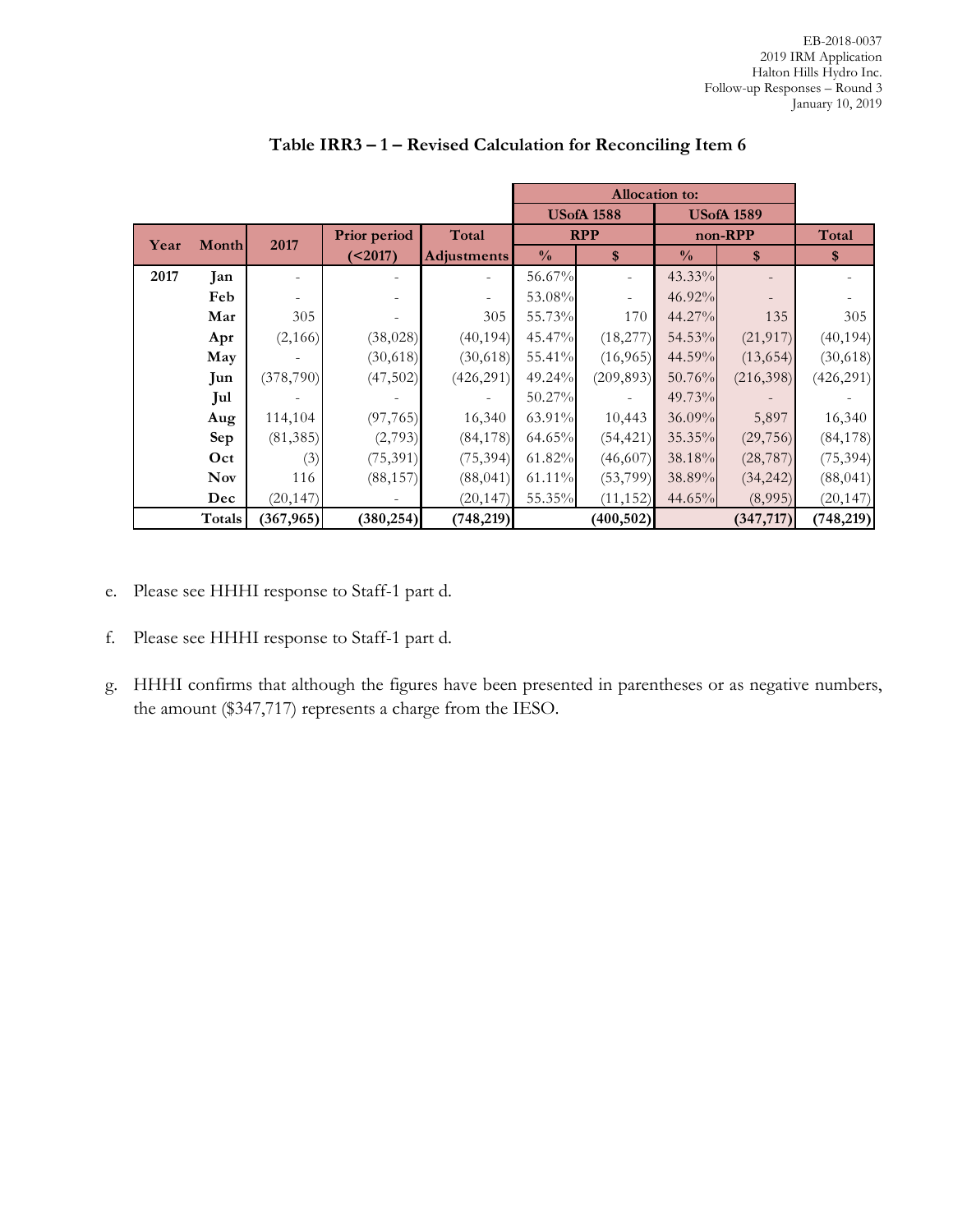**Table IRR3 – 1 – Revised Calculation for Reconciling Item 6**

| Year | Month | 2017 | Prior period (<2017) | Total Adjustments | Allocation to: USofA 1588 RPP % | USofA 1588 RPP $ | USofA 1589 non-RPP % | USofA 1589 non-RPP $ | Total $ |
|---|---|---|---|---|---|---|---|---|---|
| 2017 | Jan | - | - | - | 56.67% | - | 43.33% | - | - |
| | Feb | - | - | - | 53.08% | - | 46.92% | - | - |
| | Mar | 305 | - | 305 | 55.73% | 170 | 44.27% | 135 | 305 |
| | Apr | (2,166) | (38,028) | (40,194) | 45.47% | (18,277) | 54.53% | (21,917) | (40,194) |
| | May | - | (30,618) | (30,618) | 55.41% | (16,965) | 44.59% | (13,654) | (30,618) |
| | Jun | (378,790) | (47,502) | (426,291) | 49.24% | (209,893) | 50.76% | (216,398) | (426,291) |
| | Jul | - | - | - | 50.27% | - | 49.73% | - | - |
| | Aug | 114,104 | (97,765) | 16,340 | 63.91% | 10,443 | 36.09% | 5,897 | 16,340 |
| | Sep | (81,385) | (2,793) | (84,178) | 64.65% | (54,421) | 35.35% | (29,756) | (84,178) |
| | Oct | (3) | (75,391) | (75,394) | 61.82% | (46,607) | 38.18% | (28,787) | (75,394) |
| | Nov | 116 | (88,157) | (88,041) | 61.11% | (53,799) | 38.89% | (34,242) | (88,041) |
| | Dec | (20,147) | - | (20,147) | 55.35% | (11,152) | 44.65% | (8,995) | (20,147) |
| | **Totals** | **(367,965)** | **(380,254)** | **(748,219)** | | **(400,502)** | | **(347,717)** | **(748,219)** |

e. Please see HHHI response to Staff-1 part d.

f. Please see HHHI response to Staff-1 part d.

g. HHHI confirms that although the figures have been presented in parentheses or as negative numbers, the amount ($347,717) represents a charge from the IESO.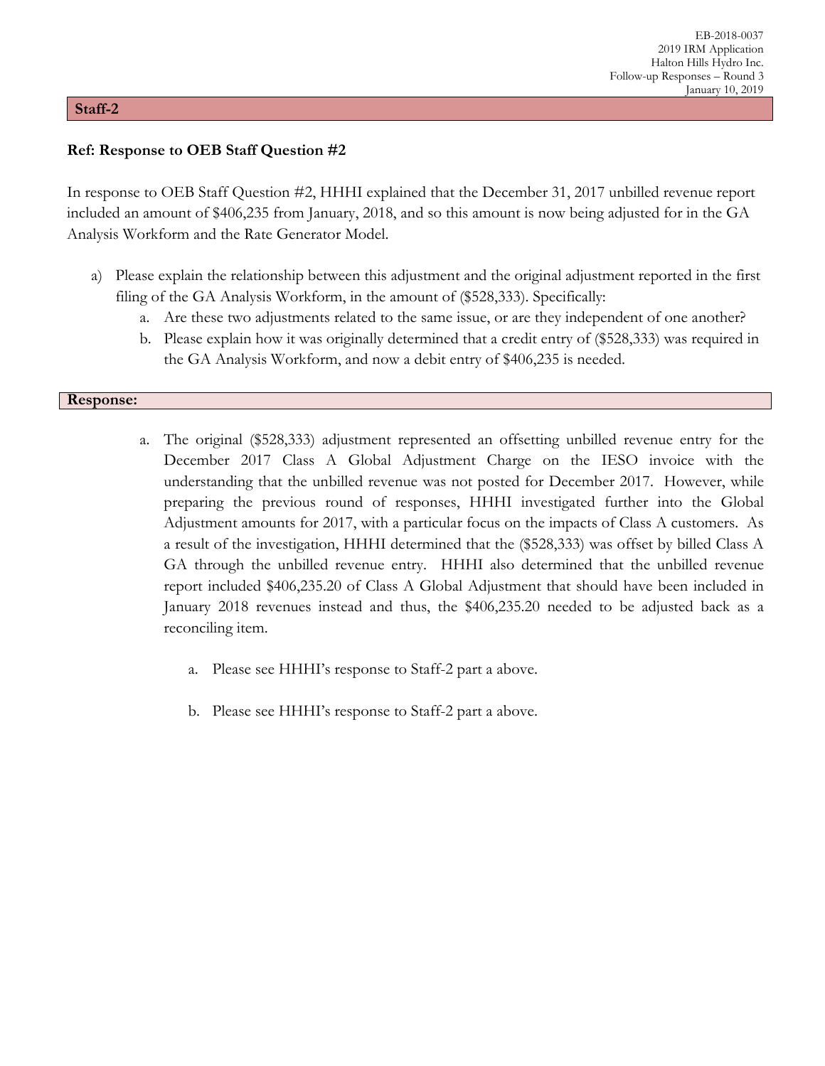**Staff-2**

**Ref: Response to OEB Staff Question #2**

In response to OEB Staff Question #2, HHHI explained that the December 31, 2017 unbilled revenue report included an amount of $406,235 from January, 2018, and so this amount is now being adjusted for in the GA Analysis Workform and the Rate Generator Model.

a) Please explain the relationship between this adjustment and the original adjustment reported in the first filing of the GA Analysis Workform, in the amount of ($528,333). Specifically:
   a. Are these two adjustments related to the same issue, or are they independent of one another?
   b. Please explain how it was originally determined that a credit entry of ($528,333) was required in the GA Analysis Workform, and now a debit entry of $406,235 is needed.

**Response:**

a. The original ($528,333) adjustment represented an offsetting unbilled revenue entry for the December 2017 Class A Global Adjustment Charge on the IESO invoice with the understanding that the unbilled revenue was not posted for December 2017. However, while preparing the previous round of responses, HHHI investigated further into the Global Adjustment amounts for 2017, with a particular focus on the impacts of Class A customers. As a result of the investigation, HHHI determined that the ($528,333) was offset by billed Class A GA through the unbilled revenue entry. HHHI also determined that the unbilled revenue report included $406,235.20 of Class A Global Adjustment that should have been included in January 2018 revenues instead and thus, the $406,235.20 needed to be adjusted back as a reconciling item.

   a. Please see HHHI's response to Staff-2 part a above.

   b. Please see HHHI's response to Staff-2 part a above.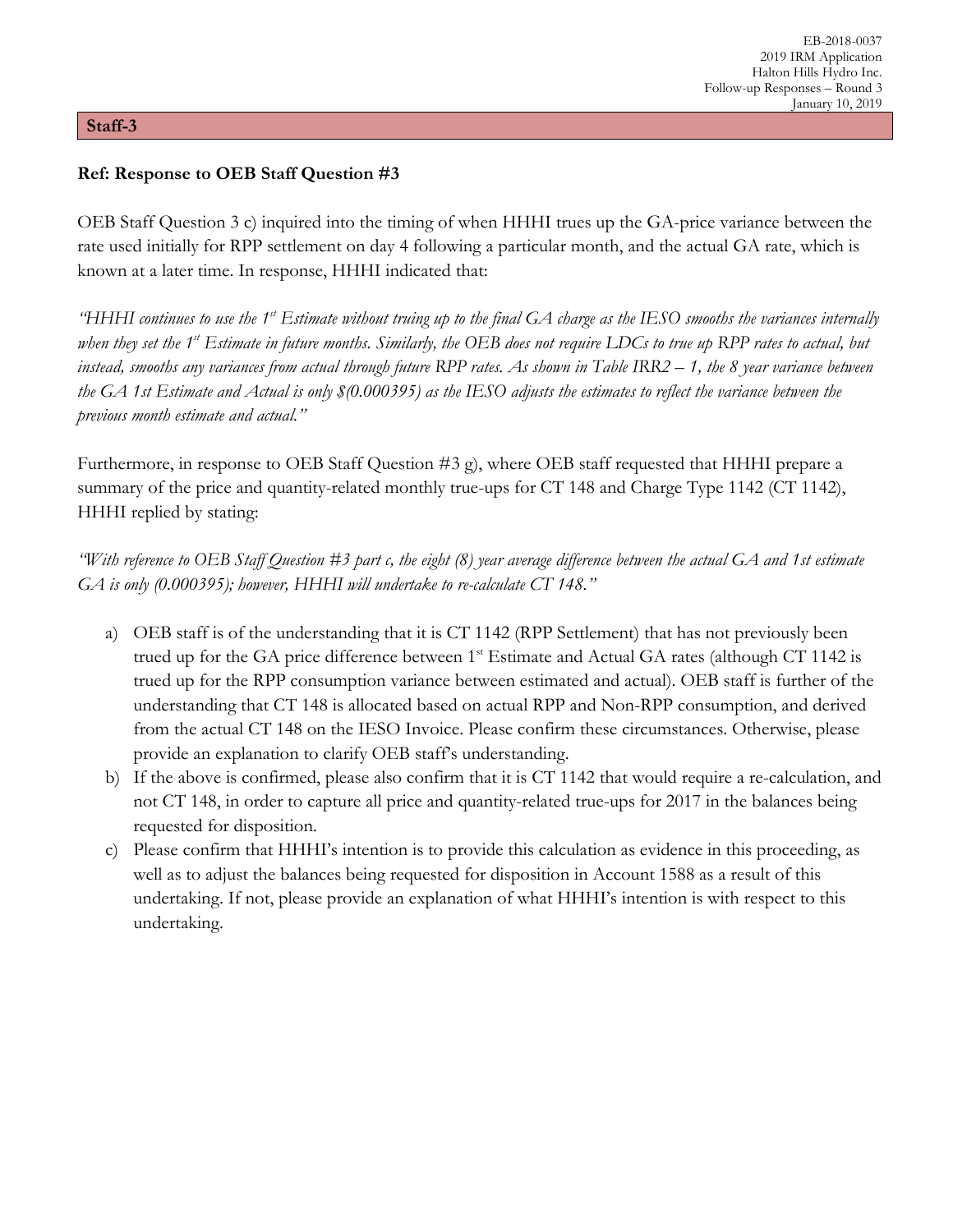## Staff-3

**Ref: Response to OEB Staff Question #3**

OEB Staff Question 3 c) inquired into the timing of when HHHI trues up the GA-price variance between the rate used initially for RPP settlement on day 4 following a particular month, and the actual GA rate, which is known at a later time. In response, HHHI indicated that:

*"HHHI continues to use the 1st Estimate without truing up to the final GA charge as the IESO smooths the variances internally when they set the 1st Estimate in future months. Similarly, the OEB does not require LDCs to true up RPP rates to actual, but instead, smooths any variances from actual through future RPP rates. As shown in Table IRR2 – 1, the 8 year variance between the GA 1st Estimate and Actual is only $(0.000395) as the IESO adjusts the estimates to reflect the variance between the previous month estimate and actual."*

Furthermore, in response to OEB Staff Question #3 g), where OEB staff requested that HHHI prepare a summary of the price and quantity-related monthly true-ups for CT 148 and Charge Type 1142 (CT 1142), HHHI replied by stating:

*"With reference to OEB Staff Question #3 part c, the eight (8) year average difference between the actual GA and 1st estimate GA is only (0.000395); however, HHHI will undertake to re-calculate CT 148."*

a) OEB staff is of the understanding that it is CT 1142 (RPP Settlement) that has not previously been trued up for the GA price difference between 1st Estimate and Actual GA rates (although CT 1142 is trued up for the RPP consumption variance between estimated and actual). OEB staff is further of the understanding that CT 148 is allocated based on actual RPP and Non-RPP consumption, and derived from the actual CT 148 on the IESO Invoice. Please confirm these circumstances. Otherwise, please provide an explanation to clarify OEB staff's understanding.

b) If the above is confirmed, please also confirm that it is CT 1142 that would require a re-calculation, and not CT 148, in order to capture all price and quantity-related true-ups for 2017 in the balances being requested for disposition.

c) Please confirm that HHHI's intention is to provide this calculation as evidence in this proceeding, as well as to adjust the balances being requested for disposition in Account 1588 as a result of this undertaking. If not, please provide an explanation of what HHHI's intention is with respect to this undertaking.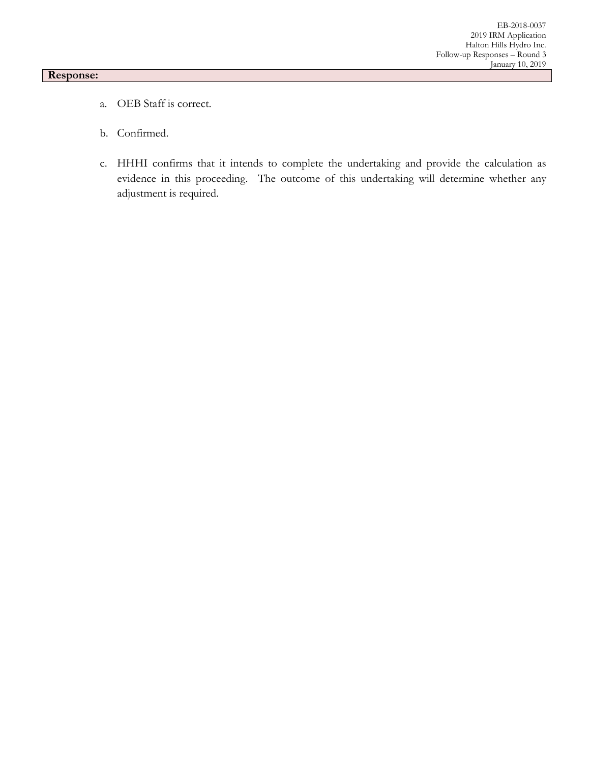**Response:**

a. OEB Staff is correct.

b. Confirmed.

c. HHHI confirms that it intends to complete the undertaking and provide the calculation as evidence in this proceeding. The outcome of this undertaking will determine whether any adjustment is required.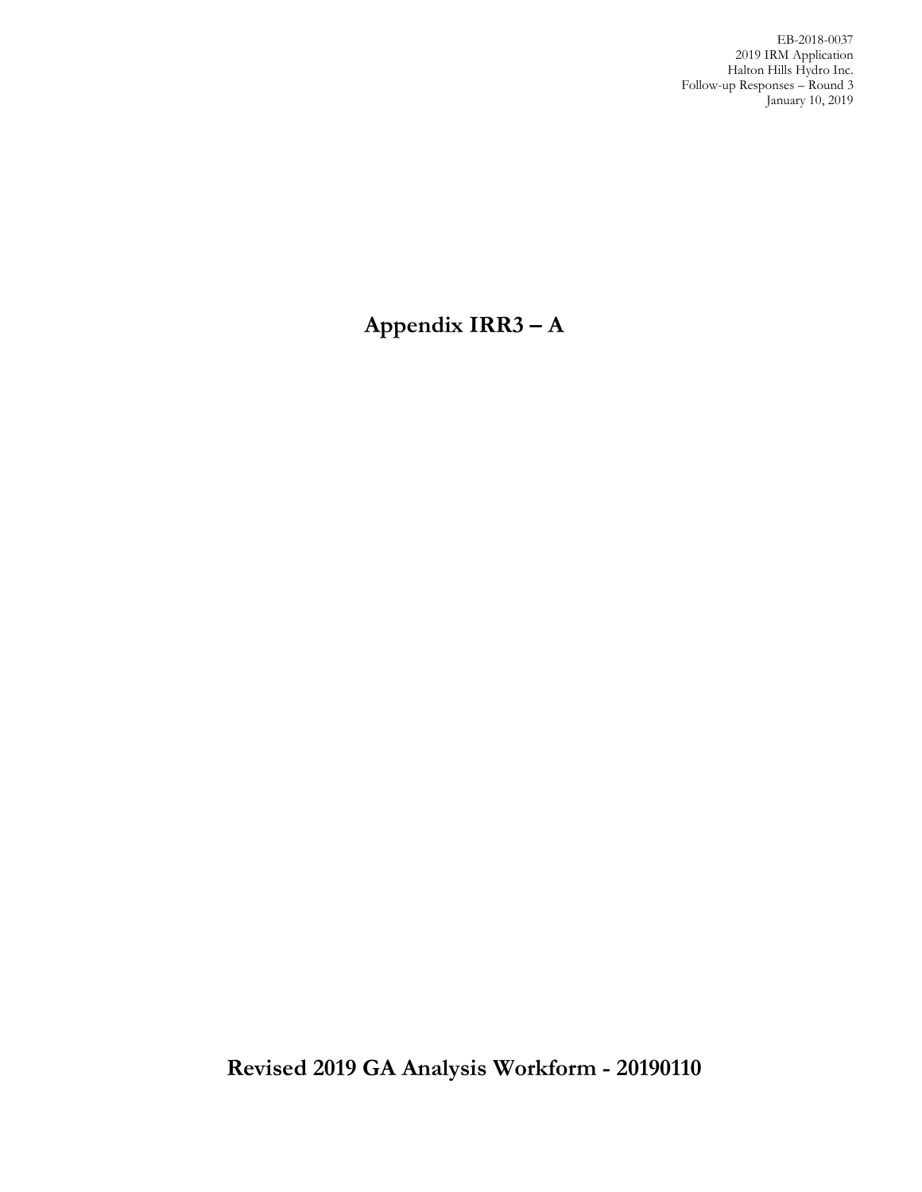# Appendix IRR3 – A

# Revised 2019 GA Analysis Workform - 20190110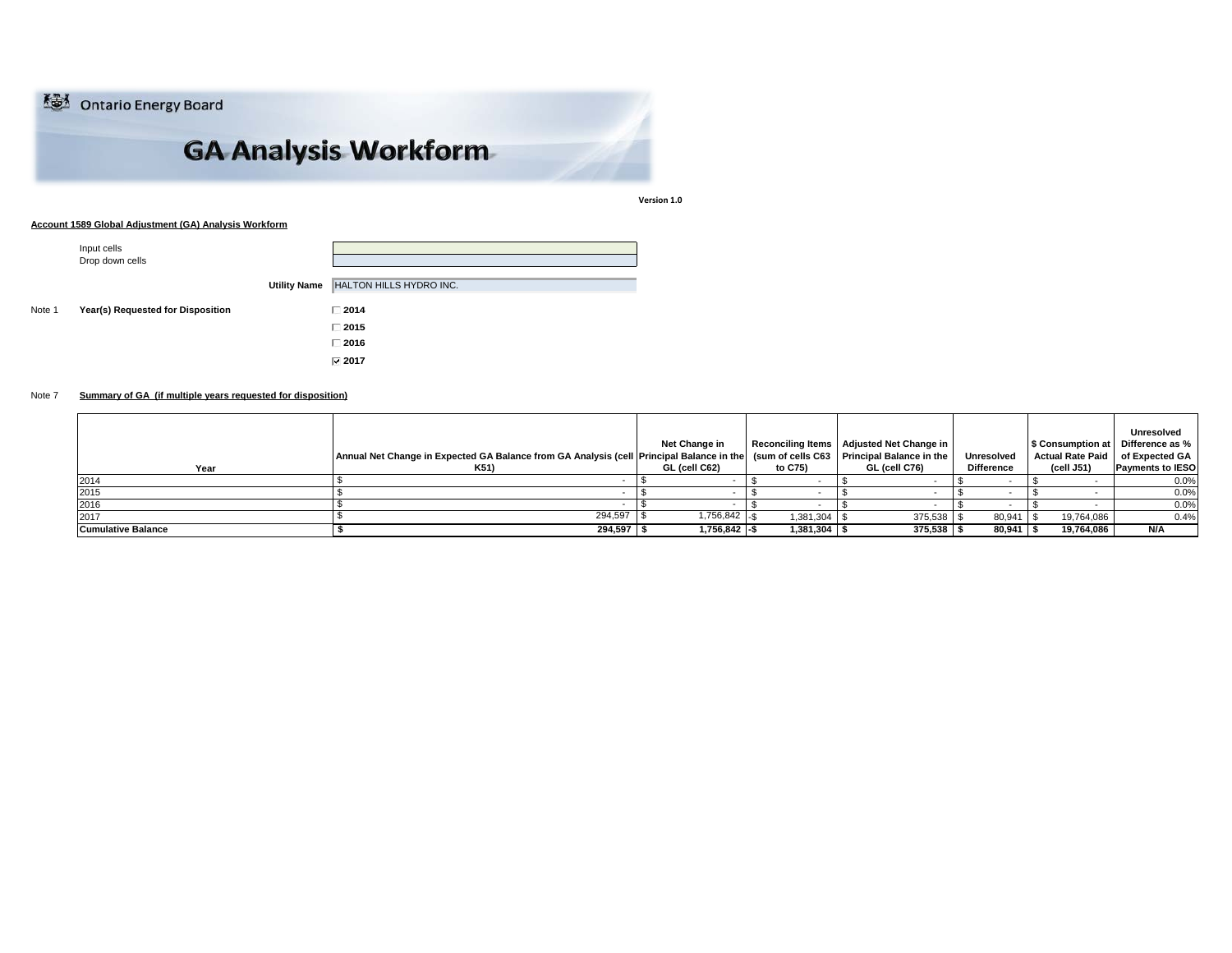Ontario Energy Board

# GA Analysis Workform

Version 1.0

**Account 1589 Global Adjustment (GA) Analysis Workform**

Input cells
Drop down cells

**Utility Name** HALTON HILLS HYDRO INC.

Note 1 **Year(s) Requested for Disposition**

- ☐ **2014**
- ☐ **2015**
- ☐ **2016**
- ☑ **2017**

Note 7 **Summary of GA (if multiple years requested for disposition)**

| Year | Annual Net Change in Expected GA Balance from GA Analysis (cell K51) | Net Change in Principal Balance in the GL (cell C62) | Reconciling Items (sum of cells C63 to C75) | Adjusted Net Change in Principal Balance in the GL (cell C76) | Unresolved Difference | $ Consumption at Actual Rate Paid (cell J51) | Unresolved Difference as % of Expected GA Payments to IESO |
|---|---|---|---|---|---|---|---|
| 2014 | $ - | $ - | $ - | $ - | $ - | $ - | 0.0% |
| 2015 | $ - | $ - | $ - | $ - | $ - | $ - | 0.0% |
| 2016 | $ - | $ - | $ - | $ - | $ - | $ - | 0.0% |
| 2017 | $ 294,597 | $ 1,756,842 | -$ 1,381,304 | $ 375,538 | $ 80,941 | $ 19,764,086 | 0.4% |
| **Cumulative Balance** | **$ 294,597** | **$ 1,756,842** | **-$ 1,381,304** | **$ 375,538** | **$ 80,941** | **$ 19,764,086** | **N/A** |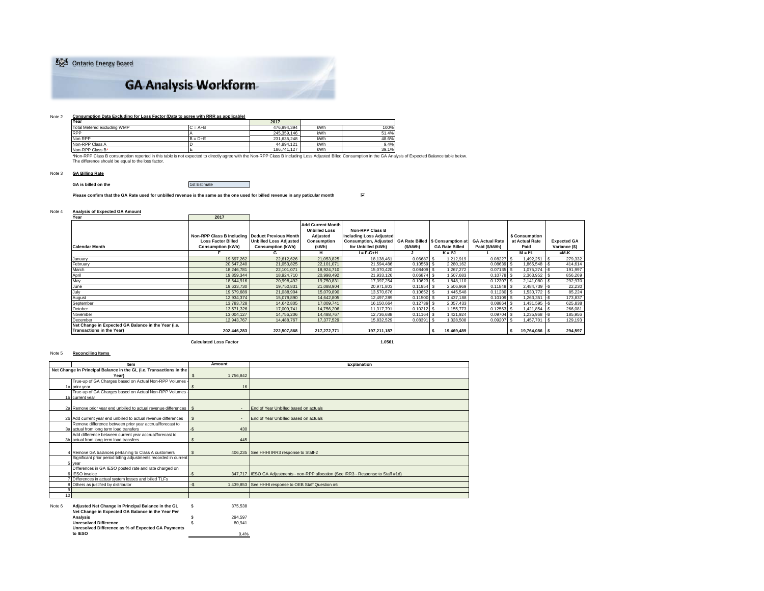Ontario Energy Board

# GA Analysis Workform

Note 2 **Consumption Data Excluding for Loss Factor (Data to agree with RRR as applicable)**

| Year | | 2017 | | |
|---|---|---|---|---|
| Total Metered excluding WMP | C = A+B | 476,994,394 | kWh | 100% |
| RPP | A | 245,359,146 | kWh | 51.4% |
| Non RPP | B = D+E | 231,635,248 | kWh | 48.6% |
| Non-RPP Class A | D | 44,894,121 | kWh | 9.4% |
| Non-RPP Class B* | E | 186,741,127 | kWh | 39.1% |

*Non-RPP Class B consumption reported in this table is not expected to directly agree with the Non-RPP Class B Including Loss Adjusted Billed Consumption in the GA Analysis of Expected Balance table below. The difference should be equal to the loss factor.

Note 3 **GA Billing Rate**

**GA is billed on the** 1st Estimate

**Please confirm that the GA Rate used for unbilled revenue is the same as the one used for billed revenue in any paticular month** ☑

Note 4 **Analysis of Expected GA Amount**

| Year | 2017 | | | | | | | | |
|---|---|---|---|---|---|---|---|---|---|
| **Calendar Month** | **Non-RPP Class B Including Loss Factor Billed Consumption (kWh)** | **Deduct Previous Month Unbilled Loss Adjusted Consumption (kWh)** | **Add Current Month Unbilled Loss Adjusted Consumption (kWh)** | **Non-RPP Class B Including Loss Adjusted Consumption, Adjusted for Unbilled (kWh)** | **GA Rate Billed ($/kWh)** | **$ Consumption at GA Rate Billed** | **GA Actual Rate Paid ($/kWh)** | **$ Consumption at Actual Rate Paid** | **Expected GA Variance ($)** |
| | **F** | **G** | **H** | **I = F-G+H** | **J** | **K = I*J** | **L** | **M = I*L** | **=M-K** |
| January | 19,697,262 | 22,612,626 | 21,053,825 | 18,138,461 | 0.06687 | $ 1,212,919 | 0.08227 | $ 1,492,251 | $ 279,332 |
| February | 20,547,240 | 21,053,825 | 22,101,071 | 21,594,486 | 0.10559 | $ 2,280,162 | 0.08639 | $ 1,865,548 | -$ 414,614 |
| March | 18,246,781 | 22,101,071 | 18,924,710 | 15,070,420 | 0.08409 | $ 1,267,272 | 0.07135 | $ 1,075,274 | -$ 191,997 |
| April | 19,859,344 | 18,924,710 | 20,998,492 | 21,933,126 | 0.06874 | $ 1,507,683 | 0.10778 | $ 2,363,952 | $ 856,269 |
| May | 16,644,916 | 20,998,492 | 19,750,831 | 17,397,254 | 0.10623 | $ 1,848,110 | 0.12307 | $ 2,141,080 | $ 292,970 |
| June | 19,633,730 | 19,750,831 | 21,088,904 | 20,971,803 | 0.11954 | $ 2,506,969 | 0.11848 | $ 2,484,739 | -$ 22,230 |
| July | 19,579,689 | 21,088,904 | 15,079,890 | 13,570,676 | 0.10652 | $ 1,445,548 | 0.11280 | $ 1,530,772 | $ 85,224 |
| August | 12,934,374 | 15,079,890 | 14,642,805 | 12,497,289 | 0.11500 | $ 1,437,188 | 0.10109 | $ 1,263,351 | -$ 173,837 |
| September | 13,783,728 | 14,642,805 | 17,009,741 | 16,150,664 | 0.12739 | $ 2,057,433 | 0.08864 | $ 1,431,595 | -$ 625,838 |
| October | 13,571,326 | 17,009,741 | 14,756,206 | 11,317,791 | 0.10212 | $ 1,155,773 | 0.12563 | $ 1,421,854 | $ 266,081 |
| November | 13,004,127 | 14,756,206 | 14,488,767 | 12,736,688 | 0.11164 | $ 1,421,924 | 0.09704 | $ 1,235,968 | -$ 185,956 |
| December | 12,943,767 | 14,488,767 | 17,377,529 | 15,832,529 | 0.08391 | $ 1,328,508 | 0.09207 | $ 1,457,701 | $ 129,193 |
| **Net Change in Expected GA Balance in the Year (i.e. Transactions in the Year)** | **202,446,283** | **222,507,868** | **217,272,771** | **197,211,187** | | **$ 19,469,489** | | **$ 19,764,086** | **$ 294,597** |

**Calculated Loss Factor** **1.0561**

Note 5 **Reconciling Items**

| | Item | Amount | Explanation |
|---|---|---|---|
| | **Net Change in Principal Balance in the GL (i.e. Transactions in the Year)** | $ 1,756,842 | |
| 1a | True-up of GA Charges based on Actual Non-RPP Volumes - prior year | $ 16 | |
| 1b | True-up of GA Charges based on Actual Non-RPP Volumes - current year | | |
| 2a | Remove prior year end unbilled to actual revenue differences | $ - | End of Year Unbilled based on actuals |
| 2b | Add current year end unbilled to actual revenue differences | $ - | End of Year Unbilled based on actuals |
| 3a | Remove difference between prior year accrual/forecast to actual from long term load transfers | -$ 430 | |
| 3b | Add difference between current year accrual/forecast to actual from long term load transfers | $ 445 | |
| 4 | Remove GA balances pertaining to Class A customers | $ 406,235 | See HHHI IRR3 response to Staff-2 |
| 5 | Significant prior period billing adjustments recorded in current year | | |
| 6 | Differences in GA IESO posted rate and rate charged on IESO invoice | -$ 347,717 | IESO GA Adjustments - non-RPP allocation (See IRR3 - Response to Staff #1d) |
| 7 | Differences in actual system losses and billed TLFs | | |
| 8 | Others as justified by distributor | -$ 1,439,853 | See HHHI response to OEB Staff Question #6 |
| 9 | | | |
| 10 | | | |

Note 6

| | |
|---|---|
| **Adjusted Net Change in Principal Balance in the GL** | $ 375,538 |
| **Net Change in Expected GA Balance in the Year Per Analysis** | $ 294,597 |
| **Unresolved Difference** | $ 80,941 |
| **Unresolved Difference as % of Expected GA Payments to IESO** | 0.4% |